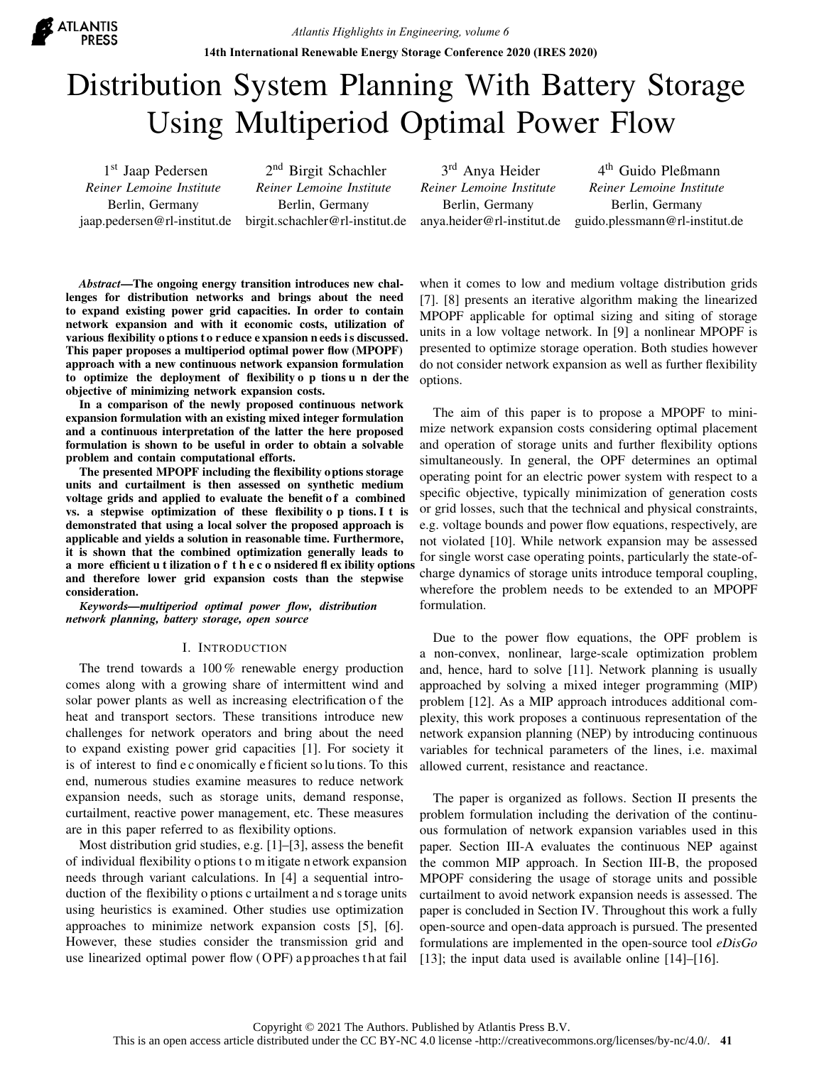# Distribution System Planning With Battery Storage Using Multiperiod Optimal Power Flow

1st Jaap Pedersen
*Reiner Lemoine Institute*
Berlin, Germany
jaap.pedersen@rl-institut.de

2nd Birgit Schachler
*Reiner Lemoine Institute*
Berlin, Germany
birgit.schachler@rl-institut.de

3rd Anya Heider
*Reiner Lemoine Institute*
Berlin, Germany
anya.heider@rl-institut.de

4th Guido Pleßmann
*Reiner Lemoine Institute*
Berlin, Germany
guido.plessmann@rl-institut.de

***Abstract*—The ongoing energy transition introduces new challenges for distribution networks and brings about the need to expand existing power grid capacities. In order to contain network expansion and with it economic costs, utilization of various flexibility options to reduce expansion needs is discussed. This paper proposes a multiperiod optimal power flow (MPOPF) approach with a new continuous network expansion formulation to optimize the deployment of flexibility options under the objective of minimizing network expansion costs.**

**In a comparison of the newly proposed continuous network expansion formulation with an existing mixed integer formulation and a continuous interpretation of the latter the here proposed formulation is shown to be useful in order to obtain a solvable problem and contain computational efforts.**

**The presented MPOPF including the flexibility options storage units and curtailment is then assessed on synthetic medium voltage grids and applied to evaluate the benefit of a combined vs. a stepwise optimization of these flexibility options. It is demonstrated that using a local solver the proposed approach is applicable and yields a solution in reasonable time. Furthermore, it is shown that the combined optimization generally leads to a more efficient utilization of the considered flexibility options and therefore lower grid expansion costs than the stepwise consideration.**

***Keywords*—*multiperiod optimal power flow, distribution network planning, battery storage, open source***

## I. Introduction

The trend towards a 100 % renewable energy production comes along with a growing share of intermittent wind and solar power plants as well as increasing electrification of the heat and transport sectors. These transitions introduce new challenges for network operators and bring about the need to expand existing power grid capacities [1]. For society it is of interest to find economically efficient solutions. To this end, numerous studies examine measures to reduce network expansion needs, such as storage units, demand response, curtailment, reactive power management, etc. These measures are in this paper referred to as flexibility options.

Most distribution grid studies, e.g. [1]–[3], assess the benefit of individual flexibility options to mitigate network expansion needs through variant calculations. In [4] a sequential introduction of the flexibility options curtailment and storage units using heuristics is examined. Other studies use optimization approaches to minimize network expansion costs [5], [6]. However, these studies consider the transmission grid and use linearized optimal power flow (OPF) approaches that fail when it comes to low and medium voltage distribution grids [7]. [8] presents an iterative algorithm making the linearized MPOPF applicable for optimal sizing and siting of storage units in a low voltage network. In [9] a nonlinear MPOPF is presented to optimize storage operation. Both studies however do not consider network expansion as well as further flexibility options.

The aim of this paper is to propose a MPOPF to minimize network expansion costs considering optimal placement and operation of storage units and further flexibility options simultaneously. In general, the OPF determines an optimal operating point for an electric power system with respect to a specific objective, typically minimization of generation costs or grid losses, such that the technical and physical constraints, e.g. voltage bounds and power flow equations, respectively, are not violated [10]. While network expansion may be assessed for single worst case operating points, particularly the state-of-charge dynamics of storage units introduce temporal coupling, wherefore the problem needs to be extended to an MPOPF formulation.

Due to the power flow equations, the OPF problem is a non-convex, nonlinear, large-scale optimization problem and, hence, hard to solve [11]. Network planning is usually approached by solving a mixed integer programming (MIP) problem [12]. As a MIP approach introduces additional complexity, this work proposes a continuous representation of the network expansion planning (NEP) by introducing continuous variables for technical parameters of the lines, i.e. maximal allowed current, resistance and reactance.

The paper is organized as follows. Section II presents the problem formulation including the derivation of the continuous formulation of network expansion variables used in this paper. Section III-A evaluates the continuous NEP against the common MIP approach. In Section III-B, the proposed MPOPF considering the usage of storage units and possible curtailment to avoid network expansion needs is assessed. The paper is concluded in Section IV. Throughout this work a fully open-source and open-data approach is pursued. The presented formulations are implemented in the open-source tool *eDisGo* [13]; the input data used is available online [14]–[16].

Copyright © 2021 The Authors. Published by Atlantis Press B.V.
This is an open access article distributed under the CC BY-NC 4.0 license -http://creativecommons.org/licenses/by-nc/4.0/.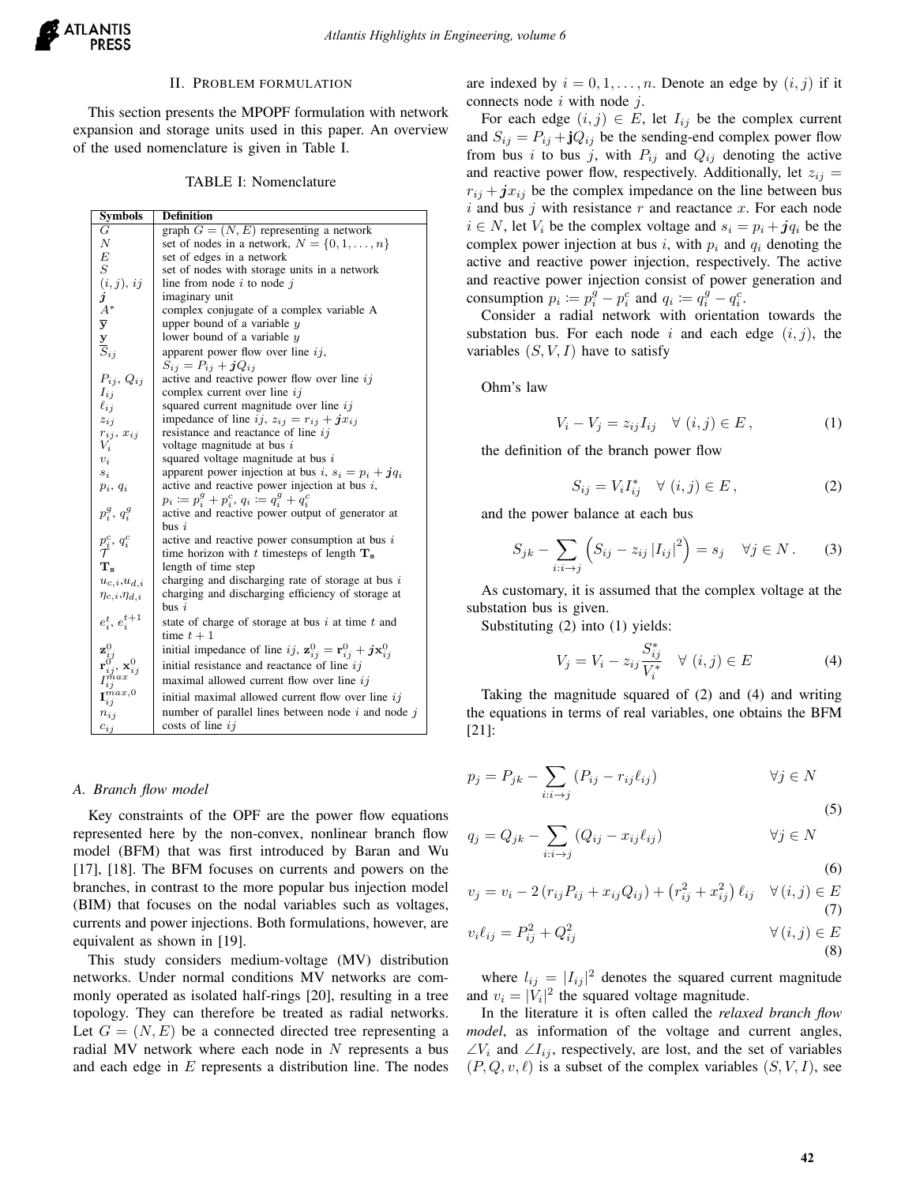## II. Problem formulation

This section presents the MPOPF formulation with network expansion and storage units used in this paper. An overview of the used nomenclature is given in Table I.

TABLE I: Nomenclature

| Symbols | Definition |
| --- | --- |
| $G$ | graph $G = (N, E)$ representing a network |
| $N$ | set of nodes in a network, $N = \{0, 1, \ldots, n\}$ |
| $E$ | set of edges in a network |
| $S$ | set of nodes with storage units in a network |
| $(i, j)$, $ij$ | line from node $i$ to node $j$ |
| $\boldsymbol{j}$ | imaginary unit |
| $A^*$ | complex conjugate of a complex variable A |
| $\overline{\mathbf{y}}$ | upper bound of a variable $y$ |
| $\underline{\mathbf{y}}$ | lower bound of a variable $y$ |
| $S_{ij}$ | apparent power flow over line $ij$, $S_{ij} = P_{ij} + \boldsymbol{j}Q_{ij}$ |
| $P_{ij}$, $Q_{ij}$ | active and reactive power flow over line $ij$ |
| $I_{ij}$ | complex current over line $ij$ |
| $\ell_{ij}$ | squared current magnitude over line $ij$ |
| $z_{ij}$ | impedance of line $ij$, $z_{ij} = r_{ij} + \boldsymbol{j}x_{ij}$ |
| $r_{ij}$, $x_{ij}$ | resistance and reactance of line $ij$ |
| $V_i$ | voltage magnitude at bus $i$ |
| $v_i$ | squared voltage magnitude at bus $i$ |
| $s_i$ | apparent power injection at bus $i$, $s_i = p_i + \boldsymbol{j}q_i$ |
| $p_i$, $q_i$ | active and reactive power injection at bus $i$, $p_i := p_i^g + p_i^c$, $q_i := q_i^g + q_i^c$ |
| $p_i^g$, $q_i^g$ | active and reactive power output of generator at bus $i$ |
| $p_i^c$, $q_i^c$ | active and reactive power consumption at bus $i$ |
| $\mathcal{T}$ | time horizon with $t$ timesteps of length $\mathbf{T_s}$ |
| $\mathbf{T_s}$ | length of time step |
| $u_{c,i}$,$u_{d,i}$ | charging and discharging rate of storage at bus $i$ |
| $\eta_{c,i}$,$\eta_{d,i}$ | charging and discharging efficiency of storage at bus $i$ |
| $e_i^t$, $e_i^{t+1}$ | state of charge of storage at bus $i$ at time $t$ and time $t+1$ |
| $\mathbf{z}_{ij}^0$ | initial impedance of line $ij$, $\mathbf{z}_{ij}^0 = \mathbf{r}_{ij}^0 + \boldsymbol{j}\mathbf{x}_{ij}^0$ |
| $\mathbf{r}_{ij}^0$, $\mathbf{x}_{ij}^0$ | initial resistance and reactance of line $ij$ |
| $I_{ij}^{max}$ | maximal allowed current flow over line $ij$ |
| $\mathbf{I}_{ij}^{max,0}$ | initial maximal allowed current flow over line $ij$ |
| $n_{ij}$ | number of parallel lines between node $i$ and node $j$ |
| $c_{ij}$ | costs of line $ij$ |

### A. Branch flow model

Key constraints of the OPF are the power flow equations represented here by the non-convex, nonlinear branch flow model (BFM) that was first introduced by Baran and Wu [17], [18]. The BFM focuses on currents and powers on the branches, in contrast to the more popular bus injection model (BIM) that focuses on the nodal variables such as voltages, currents and power injections. Both formulations, however, are equivalent as shown in [19].

This study considers medium-voltage (MV) distribution networks. Under normal conditions MV networks are commonly operated as isolated half-rings [20], resulting in a tree topology. They can therefore be treated as radial networks. Let $G = (N, E)$ be a connected directed tree representing a radial MV network where each node in $N$ represents a bus and each edge in $E$ represents a distribution line. The nodes are indexed by $i = 0, 1, \ldots, n$. Denote an edge by $(i, j)$ if it connects node $i$ with node $j$.

For each edge $(i, j) \in E$, let $I_{ij}$ be the complex current and $S_{ij} = P_{ij} + \mathbf{j}Q_{ij}$ be the sending-end complex power flow from bus $i$ to bus $j$, with $P_{ij}$ and $Q_{ij}$ denoting the active and reactive power flow, respectively. Additionally, let $z_{ij} = r_{ij} + \boldsymbol{j}x_{ij}$ be the complex impedance on the line between bus $i$ and bus $j$ with resistance $r$ and reactance $x$. For each node $i \in N$, let $V_i$ be the complex voltage and $s_i = p_i + \boldsymbol{j}q_i$ be the complex power injection at bus $i$, with $p_i$ and $q_i$ denoting the active and reactive power injection, respectively. The active and reactive power injection consist of power generation and consumption $p_i := p_i^g - p_i^c$ and $q_i := q_i^g - q_i^c$.

Consider a radial network with orientation towards the substation bus. For each node $i$ and each edge $(i, j)$, the variables $(S, V, I)$ have to satisfy

Ohm's law

$$V_i - V_j = z_{ij} I_{ij} \quad \forall\, (i, j) \in E\,, \tag{1}$$

the definition of the branch power flow

$$S_{ij} = V_i I_{ij}^* \quad \forall\, (i, j) \in E\,, \tag{2}$$

and the power balance at each bus

$$S_{jk} - \sum_{i:i \to j} \left( S_{ij} - z_{ij} \left| I_{ij} \right|^2 \right) = s_j \quad \forall j \in N\,. \tag{3}$$

As customary, it is assumed that the complex voltage at the substation bus is given.

Substituting (2) into (1) yields:

$$V_j = V_i - z_{ij} \frac{S_{ij}^*}{V_i^*} \quad \forall\, (i, j) \in E \tag{4}$$

Taking the magnitude squared of (2) and (4) and writing the equations in terms of real variables, one obtains the BFM [21]:

$$p_j = P_{jk} - \sum_{i:i \to j} \left( P_{ij} - r_{ij} \ell_{ij} \right) \qquad \forall j \in N \tag{5}$$

$$q_j = Q_{jk} - \sum_{i:i \to j} \left( Q_{ij} - x_{ij} \ell_{ij} \right) \qquad \forall j \in N \tag{6}$$

$$v_j = v_i - 2 \left( r_{ij} P_{ij} + x_{ij} Q_{ij} \right) + \left( r_{ij}^2 + x_{ij}^2 \right) \ell_{ij} \quad \forall\, (i, j) \in E \tag{7}$$

$$v_i \ell_{ij} = P_{ij}^2 + Q_{ij}^2 \qquad \forall\, (i, j) \in E \tag{8}$$

where $l_{ij} = |I_{ij}|^2$ denotes the squared current magnitude and $v_i = |V_i|^2$ the squared voltage magnitude.

In the literature it is often called the *relaxed branch flow model*, as information of the voltage and current angles, $\angle V_i$ and $\angle I_{ij}$, respectively, are lost, and the set of variables $(P, Q, v, \ell)$ is a subset of the complex variables $(S, V, I)$, see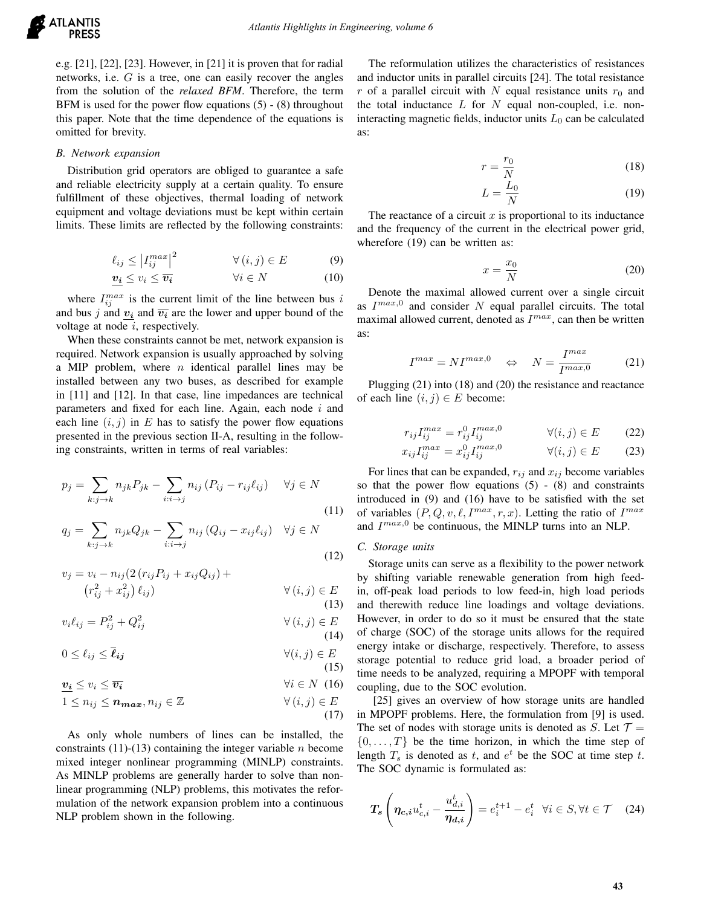e.g. [21], [22], [23]. However, in [21] it is proven that for radial networks, i.e. $G$ is a tree, one can easily recover the angles from the solution of the *relaxed BFM*. Therefore, the term BFM is used for the power flow equations (5) - (8) throughout this paper. Note that the time dependence of the equations is omitted for brevity.

### B. Network expansion

Distribution grid operators are obliged to guarantee a safe and reliable electricity supply at a certain quality. To ensure fulfillment of these objectives, thermal loading of network equipment and voltage deviations must be kept within certain limits. These limits are reflected by the following constraints:

$$\ell_{ij} \leq \left|I_{ij}^{max}\right|^2 \qquad \forall (i,j) \in E \tag{9}$$

$$\underline{\boldsymbol{v_i}} \leq v_i \leq \overline{\boldsymbol{v_i}} \qquad \forall i \in N \tag{10}$$

where $I_{ij}^{max}$ is the current limit of the line between bus $i$ and bus $j$ and $\underline{\boldsymbol{v_i}}$ and $\overline{\boldsymbol{v_i}}$ are the lower and upper bound of the voltage at node $i$, respectively.

When these constraints cannot be met, network expansion is required. Network expansion is usually approached by solving a MIP problem, where $n$ identical parallel lines may be installed between any two buses, as described for example in [11] and [12]. In that case, line impedances are technical parameters and fixed for each line. Again, each node $i$ and each line $(i, j)$ in $E$ has to satisfy the power flow equations presented in the previous section II-A, resulting in the following constraints, written in terms of real variables:

$$p_j = \sum_{k:j\to k} n_{jk} P_{jk} - \sum_{i:i\to j} n_{ij} \left(P_{ij} - r_{ij}\ell_{ij}\right) \quad \forall j \in N \tag{11}$$

$$q_j = \sum_{k:j\to k} n_{jk} Q_{jk} - \sum_{i:i\to j} n_{ij} \left(Q_{ij} - x_{ij}\ell_{ij}\right) \quad \forall j \in N \tag{12}$$

$$v_j = v_i - n_{ij}(2\left(r_{ij}P_{ij} + x_{ij}Q_{ij}\right) + \left(r_{ij}^2 + x_{ij}^2\right)\ell_{ij}) \qquad \forall (i,j) \in E \tag{13}$$

$$v_i \ell_{ij} = P_{ij}^2 + Q_{ij}^2 \qquad \forall (i,j) \in E \tag{14}$$

$$0 \leq \ell_{ij} \leq \overline{\boldsymbol{\ell_{ij}}} \qquad \forall (i,j) \in E \tag{15}$$

$$\underline{\boldsymbol{v_i}} \leq v_i \leq \overline{\boldsymbol{v_i}} \qquad \forall i \in N \tag{16}$$

$$1 \leq n_{ij} \leq \boldsymbol{n_{max}}, n_{ij} \in \mathbb{Z} \qquad \forall (i,j) \in E \tag{17}$$

As only whole numbers of lines can be installed, the constraints (11)-(13) containing the integer variable $n$ become mixed integer nonlinear programming (MINLP) constraints. As MINLP problems are generally harder to solve than nonlinear programming (NLP) problems, this motivates the reformulation of the network expansion problem into a continuous NLP problem shown in the following.

The reformulation utilizes the characteristics of resistances and inductor units in parallel circuits [24]. The total resistance $r$ of a parallel circuit with $N$ equal resistance units $r_0$ and the total inductance $L$ for $N$ equal non-coupled, i.e. non-interacting magnetic fields, inductor units $L_0$ can be calculated as:

$$r = \frac{r_0}{N} \tag{18}$$

$$L = \frac{L_0}{N} \tag{19}$$

The reactance of a circuit $x$ is proportional to its inductance and the frequency of the current in the electrical power grid, wherefore (19) can be written as:

$$x = \frac{x_0}{N} \tag{20}$$

Denote the maximal allowed current over a single circuit as $I^{max,0}$ and consider $N$ equal parallel circuits. The total maximal allowed current, denoted as $I^{max}$, can then be written as:

$$I^{max} = N I^{max,0} \quad \Leftrightarrow \quad N = \frac{I^{max}}{I^{max,0}} \tag{21}$$

Plugging (21) into (18) and (20) the resistance and reactance of each line $(i, j) \in E$ become:

$$r_{ij} I_{ij}^{max} = r_{ij}^0 I_{ij}^{max,0} \qquad \forall (i,j) \in E \tag{22}$$

$$x_{ij} I_{ij}^{max} = x_{ij}^0 I_{ij}^{max,0} \qquad \forall (i,j) \in E \tag{23}$$

For lines that can be expanded, $r_{ij}$ and $x_{ij}$ become variables so that the power flow equations (5) - (8) and constraints introduced in (9) and (16) have to be satisfied with the set of variables $(P, Q, v, \ell, I^{max}, r, x)$. Letting the ratio of $I^{max}$ and $I^{max,0}$ be continuous, the MINLP turns into an NLP.

### C. Storage units

Storage units can serve as a flexibility to the power network by shifting variable renewable generation from high feed-in, off-peak load periods to low feed-in, high load periods and therewith reduce line loadings and voltage deviations. However, in order to do so it must be ensured that the state of charge (SOC) of the storage units allows for the required energy intake or discharge, respectively. Therefore, to assess storage potential to reduce grid load, a broader period of time needs to be analyzed, requiring a MPOPF with temporal coupling, due to the SOC evolution.

[25] gives an overview of how storage units are handled in MPOPF problems. Here, the formulation from [9] is used. The set of nodes with storage units is denoted as $S$. Let $\mathcal{T} = \{0, \ldots, T\}$ be the time horizon, in which the time step of length $T_s$ is denoted as $t$, and $e^t$ be the SOC at time step $t$. The SOC dynamic is formulated as:

$$\boldsymbol{T_s}\left(\boldsymbol{\eta_{c,i}} u_{c,i}^t - \frac{u_{d,i}^t}{\boldsymbol{\eta_{d,i}}}\right) = e_i^{t+1} - e_i^t \quad \forall i \in S, \forall t \in \mathcal{T} \tag{24}$$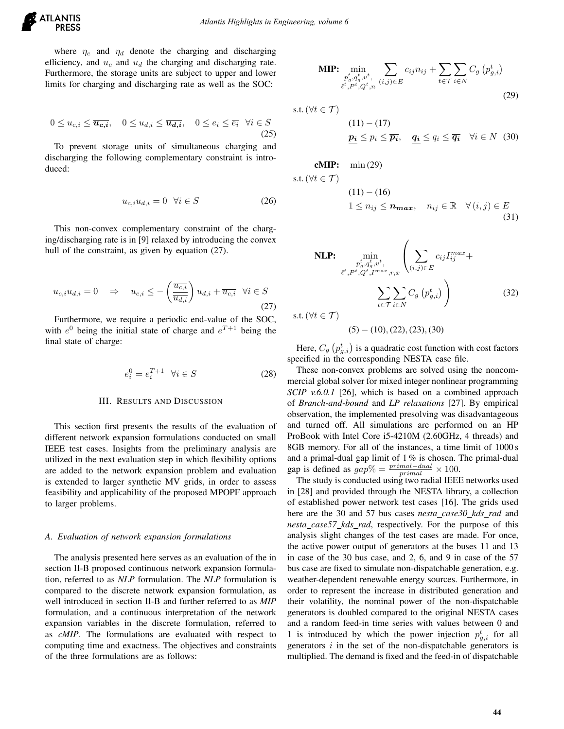where $\eta_c$ and $\eta_d$ denote the charging and discharging efficiency, and $u_c$ and $u_d$ the charging and discharging rate. Furthermore, the storage units are subject to upper and lower limits for charging and discharging rate as well as the SOC:

$$0 \leq u_{c,i} \leq \overline{u_{c,i}}, \quad 0 \leq u_{d,i} \leq \overline{u_{d,i}}, \quad 0 \leq e_i \leq \overline{e_i} \quad \forall i \in S \tag{25}$$

To prevent storage units of simultaneous charging and discharging the following complementary constraint is introduced:

$$u_{c,i} u_{d,i} = 0 \quad \forall i \in S \tag{26}$$

This non-convex complementary constraint of the charging/discharging rate is in [9] relaxed by introducing the convex hull of the constraint, as given by equation (27).

$$u_{c,i} u_{d,i} = 0 \quad \Rightarrow \quad u_{c,i} \leq -\left(\frac{\overline{u_{c,i}}}{\overline{u_{d,i}}}\right) u_{d,i} + \overline{u_{c,i}} \quad \forall i \in S \tag{27}$$

Furthermore, we require a periodic end-value of the SOC, with $e^0$ being the initial state of charge and $e^{T+1}$ being the final state of charge:

$$e_i^0 = e_i^{T+1} \quad \forall i \in S \tag{28}$$

## III. Results and Discussion

This section first presents the results of the evaluation of different network expansion formulations conducted on small IEEE test cases. Insights from the preliminary analysis are utilized in the next evaluation step in which flexibility options are added to the network expansion problem and evaluation is extended to larger synthetic MV grids, in order to assess feasibility and applicability of the proposed MPOPF approach to larger problems.

### A. Evaluation of network expansion formulations

The analysis presented here serves as an evaluation of the in section II-B proposed continuous network expansion formulation, referred to as *NLP* formulation. The *NLP* formulation is compared to the discrete network expansion formulation, as well introduced in section II-B and further referred to as *MIP* formulation, and a continuous interpretation of the network expansion variables in the discrete formulation, referred to as *cMIP*. The formulations are evaluated with respect to computing time and exactness. The objectives and constraints of the three formulations are as follows:

$$\textbf{MIP:} \min_{\substack{p_g^t, q_g^t, v^t, \\ \ell^t, P^t, Q^t, n}} \sum_{(i,j) \in E} c_{ij} n_{ij} + \sum_{t \in \mathcal{T}} \sum_{i \in N} C_g\left(p_{g,i}^t\right) \tag{29}$$

s.t. $(\forall t \in \mathcal{T})$

$$(11) - (17)$$
$$\underline{p_i} \leq p_i \leq \overline{p_i}, \quad \underline{q_i} \leq q_i \leq \overline{q_i} \quad \forall i \in N \tag{30}$$

$$\textbf{cMIP:} \quad \min (29)$$

s.t. $(\forall t \in \mathcal{T})$

$$(11) - (16)$$
$$1 \leq n_{ij} \leq \boldsymbol{n_{max}}, \quad n_{ij} \in \mathbb{R} \quad \forall (i,j) \in E \tag{31}$$

$$\textbf{NLP:} \min_{\substack{p_g^t, q_g^t, \\ \ell^t, P^t, Q^t, I^{max}, r, x}} \left( \sum_{(i,j) \in E} c_{ij} I_{ij}^{max} + \sum_{t \in \mathcal{T}} \sum_{i \in N} C_g\left(p_{g,i}^t\right) \right) \tag{32}$$

s.t. $(\forall t \in \mathcal{T})$

$$(5) - (10), (22), (23), (30)$$

Here, $C_g\left(p_{g,i}^t\right)$ is a quadratic cost function with cost factors specified in the corresponding NESTA case file.

These non-convex problems are solved using the noncommercial global solver for mixed integer nonlinear programming *SCIP v.6.0.1* [26], which is based on a combined approach of *Branch-and-bound* and *LP relaxations* [27]. By empirical observation, the implemented presolving was disadvantageous and turned off. All simulations are performed on an HP ProBook with Intel Core i5-4210M (2.60GHz, 4 threads) and 8GB memory. For all of the instances, a time limit of 1000 s and a primal-dual gap limit of 1 % is chosen. The primal-dual gap is defined as $gap\% = \frac{primal - dual}{primal} \times 100$.

The study is conducted using two radial IEEE networks used in [28] and provided through the NESTA library, a collection of established power network test cases [16]. The grids used here are the 30 and 57 bus cases *nesta_case30_kds_rad* and *nesta_case57_kds_rad*, respectively. For the purpose of this analysis slight changes of the test cases are made. For once, the active power output of generators at the buses 11 and 13 in case of the 30 bus case, and 2, 6, and 9 in case of the 57 bus case are fixed to simulate non-dispatchable generation, e.g. weather-dependent renewable energy sources. Furthermore, in order to represent the increase in distributed generation and their volatility, the nominal power of the non-dispatchable generators is doubled compared to the original NESTA cases and a random feed-in time series with values between 0 and 1 is introduced by which the power injection $p_{g,i}^t$ for all generators $i$ in the set of the non-dispatchable generators is multiplied. The demand is fixed and the feed-in of dispatchable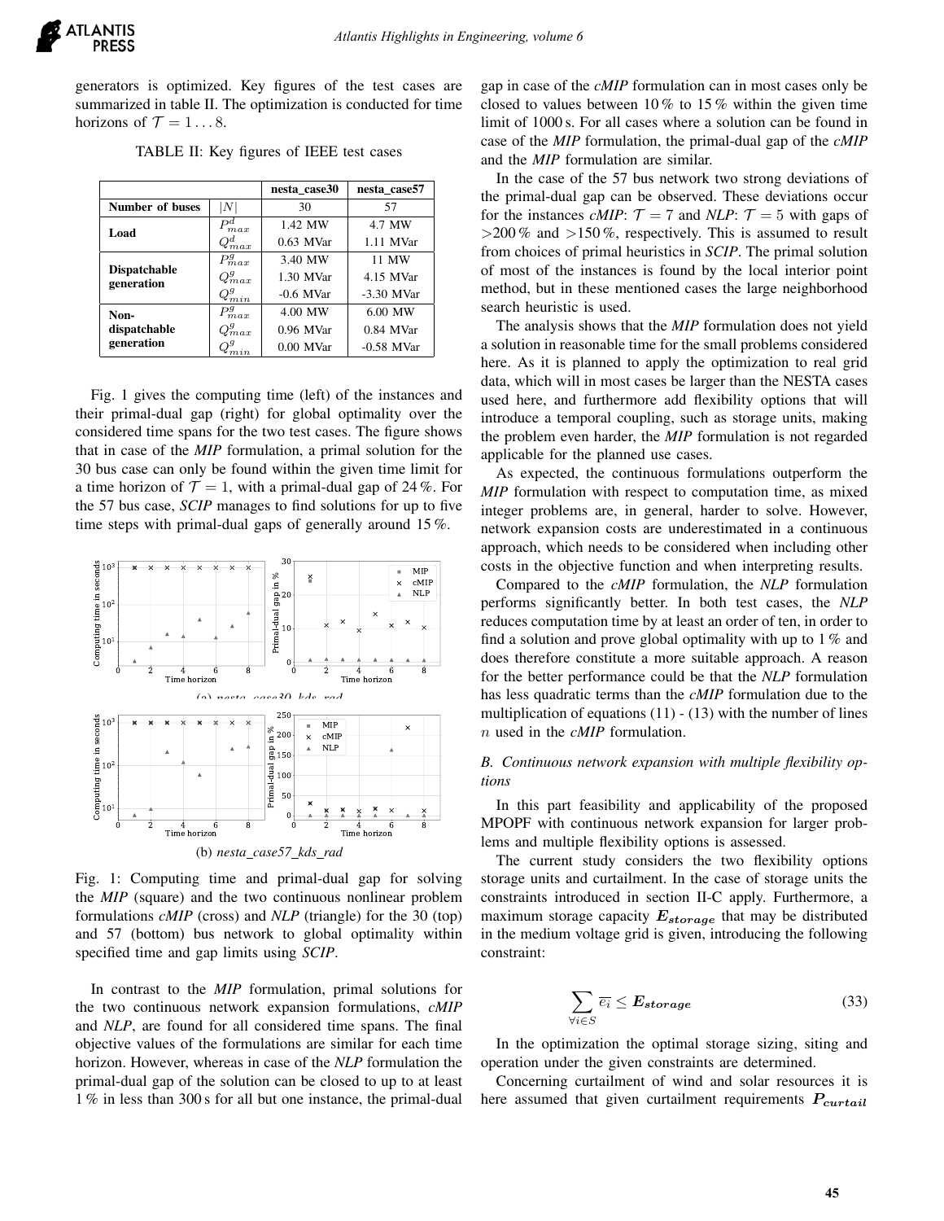generators is optimized. Key figures of the test cases are summarized in table II. The optimization is conducted for time horizons of $\mathcal{T} = 1 \ldots 8$.

TABLE II: Key figures of IEEE test cases

| | | nesta_case30 | nesta_case57 |
|---|---|---|---|
| **Number of buses** | $\lvert N \rvert$ | 30 | 57 |
| **Load** | $P^d_{max}$ | 1.42 MW | 4.7 MW |
| | $Q^d_{max}$ | 0.63 MVar | 1.11 MVar |
| **Dispatchable generation** | $P^g_{max}$ | 3.40 MW | 11 MW |
| | $Q^g_{max}$ | 1.30 MVar | 4.15 MVar |
| | $Q^g_{min}$ | -0.6 MVar | -3.30 MVar |
| **Non-dispatchable generation** | $P^g_{max}$ | 4.00 MW | 6.00 MW |
| | $Q^g_{max}$ | 0.96 MVar | 0.84 MVar |
| | $Q^g_{min}$ | 0.00 MVar | -0.58 MVar |

Fig. 1 gives the computing time (left) of the instances and their primal-dual gap (right) for global optimality over the considered time spans for the two test cases. The figure shows that in case of the *MIP* formulation, a primal solution for the 30 bus case can only be found within the given time limit for a time horizon of $\mathcal{T} = 1$, with a primal-dual gap of 24 %. For the 57 bus case, *SCIP* manages to find solutions for up to five time steps with primal-dual gaps of generally around 15 %.

(a) *nesta_case30_kds_rad*

(b) *nesta_case57_kds_rad*

Fig. 1: Computing time and primal-dual gap for solving the *MIP* (square) and the two continuous nonlinear problem formulations *cMIP* (cross) and *NLP* (triangle) for the 30 (top) and 57 (bottom) bus network to global optimality within specified time and gap limits using *SCIP*.

In contrast to the *MIP* formulation, primal solutions for the two continuous network expansion formulations, *cMIP* and *NLP*, are found for all considered time spans. The final objective values of the formulations are similar for each time horizon. However, whereas in case of the *NLP* formulation the primal-dual gap of the solution can be closed to up to at least 1 % in less than 300 s for all but one instance, the primal-dual gap in case of the *cMIP* formulation can in most cases only be closed to values between 10 % to 15 % within the given time limit of 1000 s. For all cases where a solution can be found in case of the *MIP* formulation, the primal-dual gap of the *cMIP* and the *MIP* formulation are similar.

In the case of the 57 bus network two strong deviations of the primal-dual gap can be observed. These deviations occur for the instances *cMIP*: $\mathcal{T} = 7$ and *NLP*: $\mathcal{T} = 5$ with gaps of >200 % and >150 %, respectively. This is assumed to result from choices of primal heuristics in *SCIP*. The primal solution of most of the instances is found by the local interior point method, but in these mentioned cases the large neighborhood search heuristic is used.

The analysis shows that the *MIP* formulation does not yield a solution in reasonable time for the small problems considered here. As it is planned to apply the optimization to real grid data, which will in most cases be larger than the NESTA cases used here, and furthermore add flexibility options that will introduce a temporal coupling, such as storage units, making the problem even harder, the *MIP* formulation is not regarded applicable for the planned use cases.

As expected, the continuous formulations outperform the *MIP* formulation with respect to computation time, as mixed integer problems are, in general, harder to solve. However, network expansion costs are underestimated in a continuous approach, which needs to be considered when including other costs in the objective function and when interpreting results.

Compared to the *cMIP* formulation, the *NLP* formulation performs significantly better. In both test cases, the *NLP* reduces computation time by at least an order of ten, in order to find a solution and prove global optimality with up to 1 % and does therefore constitute a more suitable approach. A reason for the better performance could be that the *NLP* formulation has less quadratic terms than the *cMIP* formulation due to the multiplication of equations (11) - (13) with the number of lines $n$ used in the *cMIP* formulation.

### *B. Continuous network expansion with multiple flexibility options*

In this part feasibility and applicability of the proposed MPOPF with continuous network expansion for larger problems and multiple flexibility options is assessed.

The current study considers the two flexibility options storage units and curtailment. In the case of storage units the constraints introduced in section II-C apply. Furthermore, a maximum storage capacity $\boldsymbol{E_{storage}}$ that may be distributed in the medium voltage grid is given, introducing the following constraint:

$$\sum_{\forall i \in S} \overline{e_i} \leq \boldsymbol{E_{storage}} \tag{33}$$

In the optimization the optimal storage sizing, siting and operation under the given constraints are determined.

Concerning curtailment of wind and solar resources it is here assumed that given curtailment requirements $\boldsymbol{P_{curtail}}$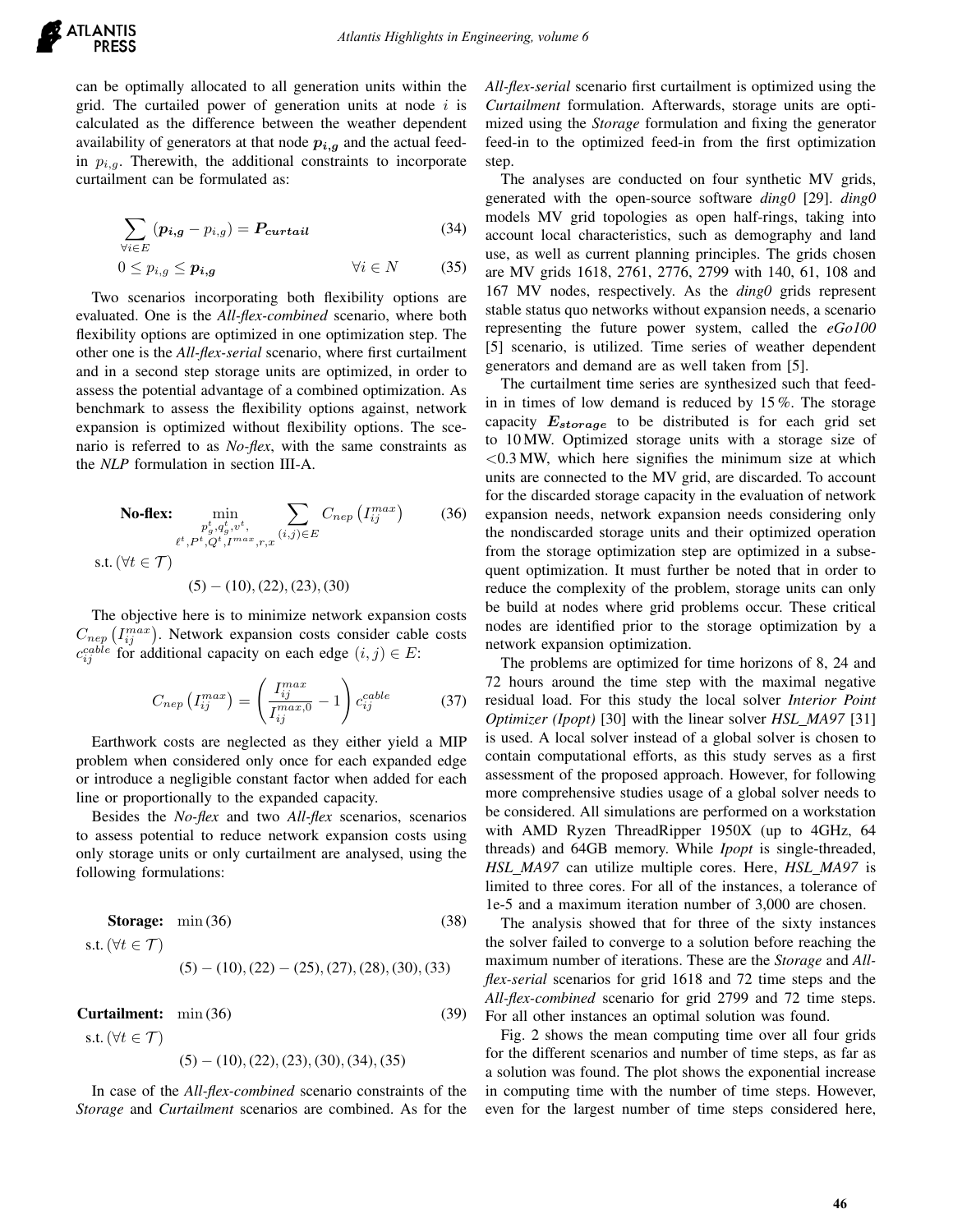can be optimally allocated to all generation units within the grid. The curtailed power of generation units at node $i$ is calculated as the difference between the weather dependent availability of generators at that node $\boldsymbol{p_{i,g}}$ and the actual feed-in $p_{i,g}$. Therewith, the additional constraints to incorporate curtailment can be formulated as:

$$\sum_{\forall i \in E} (\boldsymbol{p_{i,g}} - p_{i,g}) = \boldsymbol{P_{curtail}} \tag{34}$$

$$0 \leq p_{i,g} \leq \boldsymbol{p_{i,g}} \qquad \forall i \in N \tag{35}$$

Two scenarios incorporating both flexibility options are evaluated. One is the *All-flex-combined* scenario, where both flexibility options are optimized in one optimization step. The other one is the *All-flex-serial* scenario, where first curtailment and in a second step storage units are optimized, in order to assess the potential advantage of a combined optimization. As benchmark to assess the flexibility options against, network expansion is optimized without flexibility options. The scenario is referred to as *No-flex*, with the same constraints as the *NLP* formulation in section III-A.

$$\textbf{No-flex:} \quad \min_{\substack{p_g^t, q_g^t, v^t, \\ \ell^t, P^t, Q^t, I^{max}, r, x}} \sum_{(i,j) \in E} C_{nep}\left(I_{ij}^{max}\right) \tag{36}$$

s.t. $(\forall t \in \mathcal{T})$

$$(5)-(10), (22), (23), (30)$$

The objective here is to minimize network expansion costs $C_{nep}\left(I_{ij}^{max}\right)$. Network expansion costs consider cable costs $c_{ij}^{cable}$ for additional capacity on each edge $(i, j) \in E$:

$$C_{nep}\left(I_{ij}^{max}\right) = \left(\frac{I_{ij}^{max}}{I_{ij}^{max,0}} - 1\right) c_{ij}^{cable} \tag{37}$$

Earthwork costs are neglected as they either yield a MIP problem when considered only once for each expanded edge or introduce a negligible constant factor when added for each line or proportionally to the expanded capacity.

Besides the *No-flex* and two *All-flex* scenarios, scenarios to assess potential to reduce network expansion costs using only storage units or only curtailment are analysed, using the following formulations:

$$\textbf{Storage:} \quad \min (36) \tag{38}$$

s.t. $(\forall t \in \mathcal{T})$

$$(5)-(10), (22)-(25), (27), (28), (30), (33)$$

$$\textbf{Curtailment:} \quad \min (36) \tag{39}$$

s.t. $(\forall t \in \mathcal{T})$

$$(5)-(10), (22), (23), (30), (34), (35)$$

In case of the *All-flex-combined* scenario constraints of the *Storage* and *Curtailment* scenarios are combined. As for the *All-flex-serial* scenario first curtailment is optimized using the *Curtailment* formulation. Afterwards, storage units are optimized using the *Storage* formulation and fixing the generator feed-in to the optimized feed-in from the first optimization step.

The analyses are conducted on four synthetic MV grids, generated with the open-source software *ding0* [29]. *ding0* models MV grid topologies as open half-rings, taking into account local characteristics, such as demography and land use, as well as current planning principles. The grids chosen are MV grids 1618, 2761, 2776, 2799 with 140, 61, 108 and 167 MV nodes, respectively. As the *ding0* grids represent stable status quo networks without expansion needs, a scenario representing the future power system, called the *eGo100* [5] scenario, is utilized. Time series of weather dependent generators and demand are as well taken from [5].

The curtailment time series are synthesized such that feed-in in times of low demand is reduced by 15 %. The storage capacity $\boldsymbol{E_{storage}}$ to be distributed is for each grid set to 10 MW. Optimized storage units with a storage size of <0.3 MW, which here signifies the minimum size at which units are connected to the MV grid, are discarded. To account for the discarded storage capacity in the evaluation of network expansion needs, network expansion needs considering only the nondiscarded storage units and their optimized operation from the storage optimization step are optimized in a subsequent optimization. It must further be noted that in order to reduce the complexity of the problem, storage units can only be build at nodes where grid problems occur. These critical nodes are identified prior to the storage optimization by a network expansion optimization.

The problems are optimized for time horizons of 8, 24 and 72 hours around the time step with the maximal negative residual load. For this study the local solver *Interior Point Optimizer (Ipopt)* [30] with the linear solver *HSL_MA97* [31] is used. A local solver instead of a global solver is chosen to contain computational efforts, as this study serves as a first assessment of the proposed approach. However, for following more comprehensive studies usage of a global solver needs to be considered. All simulations are performed on a workstation with AMD Ryzen ThreadRipper 1950X (up to 4GHz, 64 threads) and 64GB memory. While *Ipopt* is single-threaded, *HSL_MA97* can utilize multiple cores. Here, *HSL_MA97* is limited to three cores. For all of the instances, a tolerance of 1e-5 and a maximum iteration number of 3,000 are chosen.

The analysis showed that for three of the sixty instances the solver failed to converge to a solution before reaching the maximum number of iterations. These are the *Storage* and *All-flex-serial* scenarios for grid 1618 and 72 time steps and the *All-flex-combined* scenario for grid 2799 and 72 time steps. For all other instances an optimal solution was found.

Fig. 2 shows the mean computing time over all four grids for the different scenarios and number of time steps, as far as a solution was found. The plot shows the exponential increase in computing time with the number of time steps. However, even for the largest number of time steps considered here,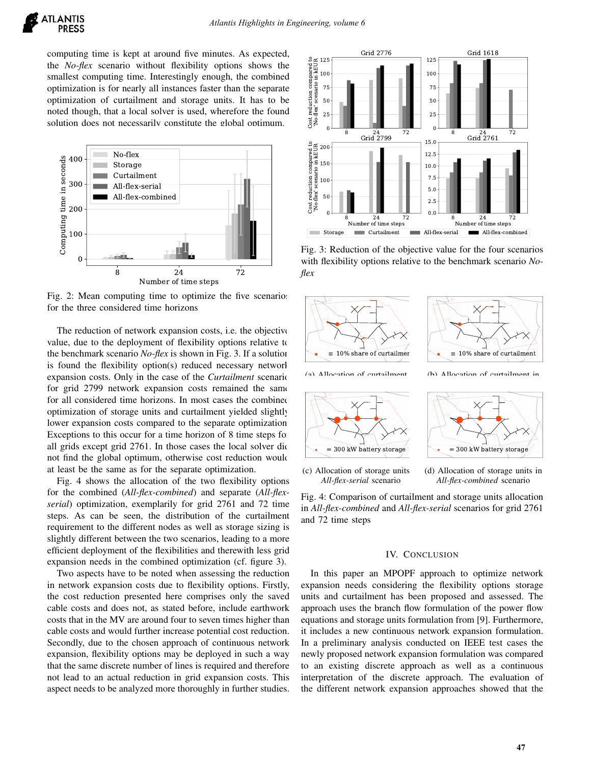computing time is kept at around five minutes. As expected, the *No-flex* scenario without flexibility options shows the smallest computing time. Interestingly enough, the combined optimization is for nearly all instances faster than the separate optimization of curtailment and storage units. It has to be noted though, that a local solver is used, wherefore the found solution does not necessarily constitute the global optimum.

Fig. 2: Mean computing time to optimize the five scenarios for the three considered time horizons

The reduction of network expansion costs, i.e. the objective value, due to the deployment of flexibility options relative to the benchmark scenario *No-flex* is shown in Fig. 3. If a solution is found the flexibility option(s) reduced necessary network expansion costs. Only in the case of the *Curtailment* scenario for grid 2799 network expansion costs remained the same for all considered time horizons. In most cases the combined optimization of storage units and curtailment yielded slightly lower expansion costs compared to the separate optimization. Exceptions to this occur for a time horizon of 8 time steps for all grids except grid 2761. In those cases the local solver did not find the global optimum, otherwise cost reduction would at least be the same as for the separate optimization.

Fig. 4 shows the allocation of the two flexibility options for the combined (*All-flex-combined*) and separate (*All-flex-serial*) optimization, exemplarily for grid 2761 and 72 time steps. As can be seen, the distribution of the curtailment requirement to the different nodes as well as storage sizing is slightly different between the two scenarios, leading to a more efficient deployment of the flexibilities and therewith less grid expansion needs in the combined optimization (cf. figure 3).

Two aspects have to be noted when assessing the reduction in network expansion costs due to flexibility options. Firstly, the cost reduction presented here comprises only the saved cable costs and does not, as stated before, include earthwork costs that in the MV are around four to seven times higher than cable costs and would further increase potential cost reduction. Secondly, due to the chosen approach of continuous network expansion, flexibility options may be deployed in such a way that the same discrete number of lines is required and therefore not lead to an actual reduction in grid expansion costs. This aspect needs to be analyzed more thoroughly in further studies.

Fig. 3: Reduction of the objective value for the four scenarios with flexibility options relative to the benchmark scenario *No-flex*

(a) Allocation of curtailment in *All-flex-serial* scenario

(b) Allocation of curtailment in *All-flex-combined* scenario

(c) Allocation of storage units in *All-flex-serial* scenario

(d) Allocation of storage units in *All-flex-combined* scenario

Fig. 4: Comparison of curtailment and storage units allocation in *All-flex-combined* and *All-flex-serial* scenarios for grid 2761 and 72 time steps

## IV. Conclusion

In this paper an MPOPF approach to optimize network expansion needs considering the flexibility options storage units and curtailment has been proposed and assessed. The approach uses the branch flow formulation of the power flow equations and storage units formulation from [9]. Furthermore, it includes a new continuous network expansion formulation. In a preliminary analysis conducted on IEEE test cases the newly proposed network expansion formulation was compared to an existing discrete approach as well as a continuous interpretation of the discrete approach. The evaluation of the different network expansion approaches showed that the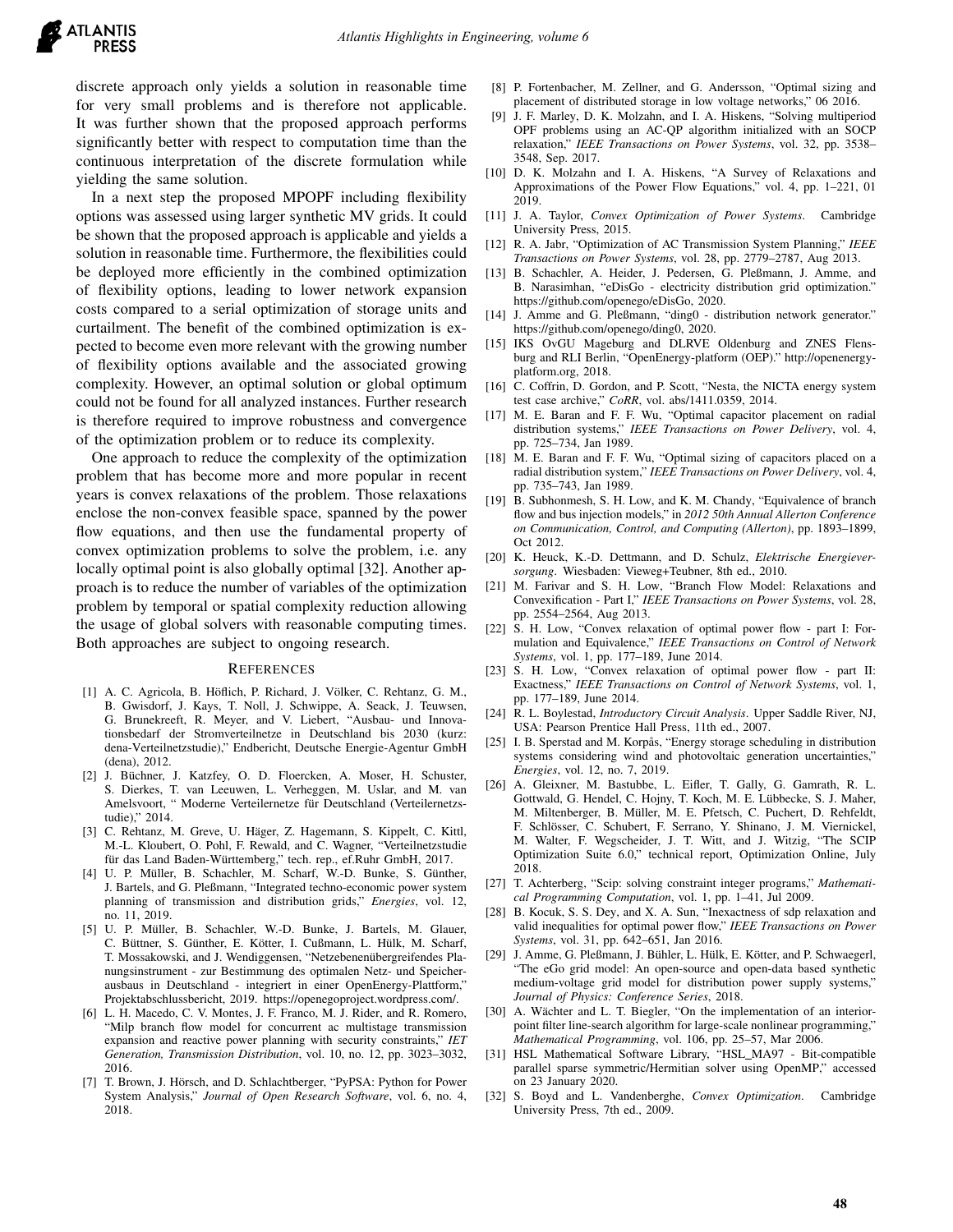discrete approach only yields a solution in reasonable time for very small problems and is therefore not applicable. It was further shown that the proposed approach performs significantly better with respect to computation time than the continuous interpretation of the discrete formulation while yielding the same solution.

In a next step the proposed MPOPF including flexibility options was assessed using larger synthetic MV grids. It could be shown that the proposed approach is applicable and yields a solution in reasonable time. Furthermore, the flexibilities could be deployed more efficiently in the combined optimization of flexibility options, leading to lower network expansion costs compared to a serial optimization of storage units and curtailment. The benefit of the combined optimization is expected to become even more relevant with the growing number of flexibility options available and the associated growing complexity. However, an optimal solution or global optimum could not be found for all analyzed instances. Further research is therefore required to improve robustness and convergence of the optimization problem or to reduce its complexity.

One approach to reduce the complexity of the optimization problem that has become more and more popular in recent years is convex relaxations of the problem. Those relaxations enclose the non-convex feasible space, spanned by the power flow equations, and then use the fundamental property of convex optimization problems to solve the problem, i.e. any locally optimal point is also globally optimal [32]. Another approach is to reduce the number of variables of the optimization problem by temporal or spatial complexity reduction allowing the usage of global solvers with reasonable computing times. Both approaches are subject to ongoing research.

## References

[1] A. C. Agricola, B. Höflich, P. Richard, J. Völker, C. Rehtanz, G. M., B. Gwisdorf, J. Kays, T. Noll, J. Schwippe, A. Seack, J. Teuwsen, G. Brunekreeft, R. Meyer, and V. Liebert, "Ausbau- und Innovationsbedarf der Stromverteilnetze in Deutschland bis 2030 (kurz: dena-Verteilnetzstudie)," Endbericht, Deutsche Energie-Agentur GmbH (dena), 2012.

[2] J. Büchner, J. Katzfey, O. D. Floercken, A. Moser, H. Schuster, S. Dierkes, T. van Leeuwen, L. Verheggen, M. Uslar, and M. van Amelsvoort, " Moderne Verteilernetze für Deutschland (Verteilernetzstudie)," 2014.

[3] C. Rehtanz, M. Greve, U. Häger, Z. Hagemann, S. Kippelt, C. Kittl, M.-L. Kloubert, O. Pohl, F. Rewald, and C. Wagner, "Verteilnetzstudie für das Land Baden-Württemberg," tech. rep., ef.Ruhr GmbH, 2017.

[4] U. P. Müller, B. Schachler, M. Scharf, W.-D. Bunke, S. Günther, J. Bartels, and G. Pleßmann, "Integrated techno-economic power system planning of transmission and distribution grids," *Energies*, vol. 12, no. 11, 2019.

[5] U. P. Müller, B. Schachler, W.-D. Bunke, J. Bartels, M. Glauer, C. Büttner, S. Günther, E. Kötter, I. Cußmann, L. Hülk, M. Scharf, T. Mossakowski, and J. Wendiggensen, "Netzebenenübergreifendes Planungsinstrument - zur Bestimmung des optimalen Netz- und Speicherausbaus in Deutschland - integriert in einer OpenEnergy-Plattform," Projektabschlussbericht, 2019. https://openegoproject.wordpress.com/.

[6] L. H. Macedo, C. V. Montes, J. F. Franco, M. J. Rider, and R. Romero, "Milp branch flow model for concurrent ac multistage transmission expansion and reactive power planning with security constraints," *IET Generation, Transmission Distribution*, vol. 10, no. 12, pp. 3023–3032, 2016.

[7] T. Brown, J. Hörsch, and D. Schlachtberger, "PyPSA: Python for Power System Analysis," *Journal of Open Research Software*, vol. 6, no. 4, 2018.

[8] P. Fortenbacher, M. Zellner, and G. Andersson, "Optimal sizing and placement of distributed storage in low voltage networks," 06 2016.

[9] J. F. Marley, D. K. Molzahn, and I. A. Hiskens, "Solving multiperiod OPF problems using an AC-QP algorithm initialized with an SOCP relaxation," *IEEE Transactions on Power Systems*, vol. 32, pp. 3538–3548, Sep. 2017.

[10] D. K. Molzahn and I. A. Hiskens, "A Survey of Relaxations and Approximations of the Power Flow Equations," vol. 4, pp. 1–221, 01 2019.

[11] J. A. Taylor, *Convex Optimization of Power Systems*. Cambridge University Press, 2015.

[12] R. A. Jabr, "Optimization of AC Transmission System Planning," *IEEE Transactions on Power Systems*, vol. 28, pp. 2779–2787, Aug 2013.

[13] B. Schachler, A. Heider, J. Pedersen, G. Pleßmann, J. Amme, and B. Narasimhan, "eDisGo - electricity distribution grid optimization." https://github.com/openego/eDisGo, 2020.

[14] J. Amme and G. Pleßmann, "ding0 - distribution network generator." https://github.com/openego/ding0, 2020.

[15] IKS OvGU Mageburg and DLRVE Oldenburg and ZNES Flensburg and RLI Berlin, "OpenEnergy-platform (OEP)." http://openenergy-platform.org, 2018.

[16] C. Coffrin, D. Gordon, and P. Scott, "Nesta, the NICTA energy system test case archive," *CoRR*, vol. abs/1411.0359, 2014.

[17] M. E. Baran and F. F. Wu, "Optimal capacitor placement on radial distribution systems," *IEEE Transactions on Power Delivery*, vol. 4, pp. 725–734, Jan 1989.

[18] M. E. Baran and F. F. Wu, "Optimal sizing of capacitors placed on a radial distribution system," *IEEE Transactions on Power Delivery*, vol. 4, pp. 735–743, Jan 1989.

[19] B. Subhonmesh, S. H. Low, and K. M. Chandy, "Equivalence of branch flow and bus injection models," in *2012 50th Annual Allerton Conference on Communication, Control, and Computing (Allerton)*, pp. 1893–1899, Oct 2012.

[20] K. Heuck, K.-D. Dettmann, and D. Schulz, *Elektrische Energieversorgung*. Wiesbaden: Vieweg+Teubner, 8th ed., 2010.

[21] M. Farivar and S. H. Low, "Branch Flow Model: Relaxations and Convexification - Part I," *IEEE Transactions on Power Systems*, vol. 28, pp. 2554–2564, Aug 2013.

[22] S. H. Low, "Convex relaxation of optimal power flow - part I: Formulation and Equivalence," *IEEE Transactions on Control of Network Systems*, vol. 1, pp. 177–189, June 2014.

[23] S. H. Low, "Convex relaxation of optimal power flow - part II: Exactness," *IEEE Transactions on Control of Network Systems*, vol. 1, pp. 177–189, June 2014.

[24] R. L. Boylestad, *Introductory Circuit Analysis*. Upper Saddle River, NJ, USA: Pearson Prentice Hall Press, 11th ed., 2007.

[25] I. B. Sperstad and M. Korpås, "Energy storage scheduling in distribution systems considering wind and photovoltaic generation uncertainties," *Energies*, vol. 12, no. 7, 2019.

[26] A. Gleixner, M. Bastubbe, L. Eifler, T. Gally, G. Gamrath, R. L. Gottwald, G. Hendel, C. Hojny, T. Koch, M. E. Lübbecke, S. J. Maher, M. Miltenberger, B. Müller, M. E. Pfetsch, C. Puchert, D. Rehfeldt, F. Schlösser, C. Schubert, F. Serrano, Y. Shinano, J. M. Viernickel, M. Walter, F. Wegscheider, J. T. Witt, and J. Witzig, "The SCIP Optimization Suite 6.0," technical report, Optimization Online, July 2018.

[27] T. Achterberg, "Scip: solving constraint integer programs," *Mathematical Programming Computation*, vol. 1, pp. 1–41, Jul 2009.

[28] B. Kocuk, S. S. Dey, and X. A. Sun, "Inexactness of sdp relaxation and valid inequalities for optimal power flow," *IEEE Transactions on Power Systems*, vol. 31, pp. 642–651, Jan 2016.

[29] J. Amme, G. Pleßmann, J. Bühler, L. Hülk, E. Kötter, and P. Schwaegerl, "The eGo grid model: An open-source and open-data based synthetic medium-voltage grid model for distribution power supply systems," *Journal of Physics: Conference Series*, 2018.

[30] A. Wächter and L. T. Biegler, "On the implementation of an interior-point filter line-search algorithm for large-scale nonlinear programming," *Mathematical Programming*, vol. 106, pp. 25–57, Mar 2006.

[31] HSL Mathematical Software Library, "HSL_MA97 - Bit-compatible parallel sparse symmetric/Hermitian solver using OpenMP," accessed on 23 January 2020.

[32] S. Boyd and L. Vandenberghe, *Convex Optimization*. Cambridge University Press, 7th ed., 2009.